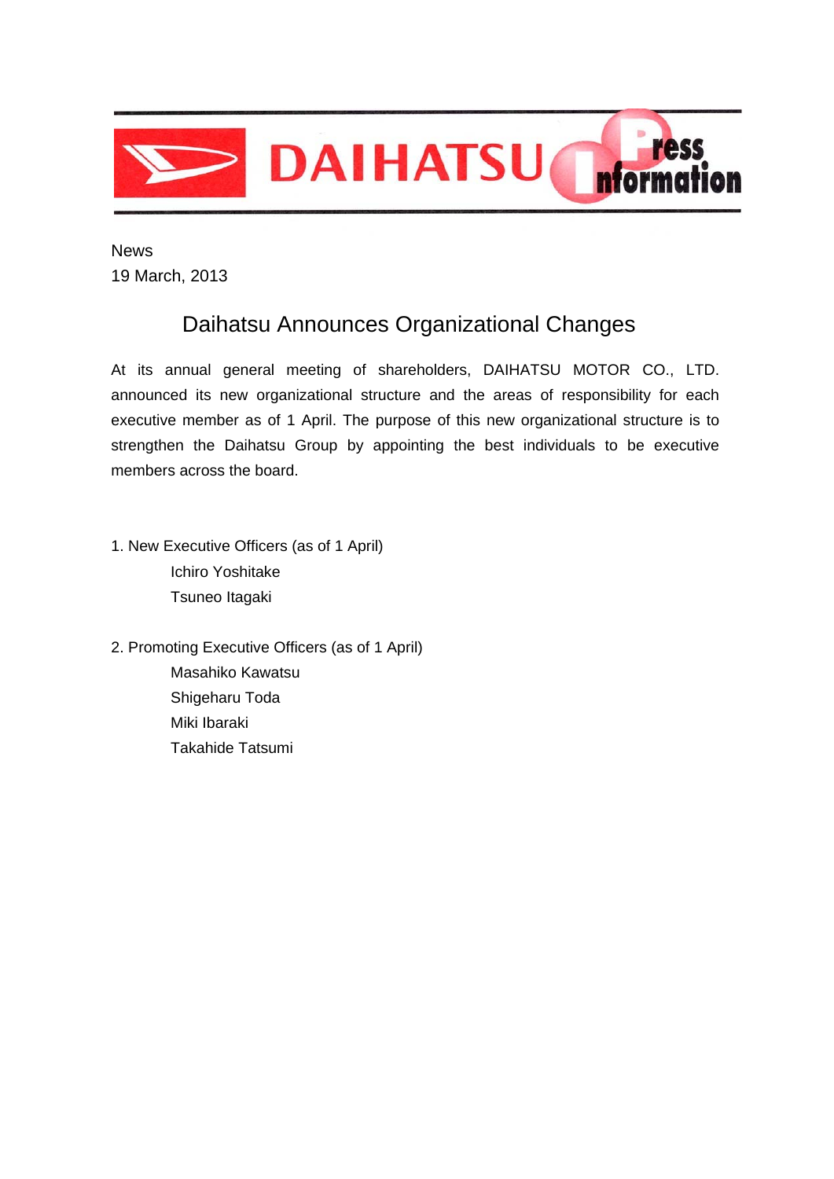News
19 March, 2013

# Daihatsu Announces Organizational Changes

At its annual general meeting of shareholders, DAIHATSU MOTOR CO., LTD. announced its new organizational structure and the areas of responsibility for each executive member as of 1 April. The purpose of this new organizational structure is to strengthen the Daihatsu Group by appointing the best individuals to be executive members across the board.

1. New Executive Officers (as of 1 April)
   - Ichiro Yoshitake
   - Tsuneo Itagaki

2. Promoting Executive Officers (as of 1 April)
   - Masahiko Kawatsu
   - Shigeharu Toda
   - Miki Ibaraki
   - Takahide Tatsumi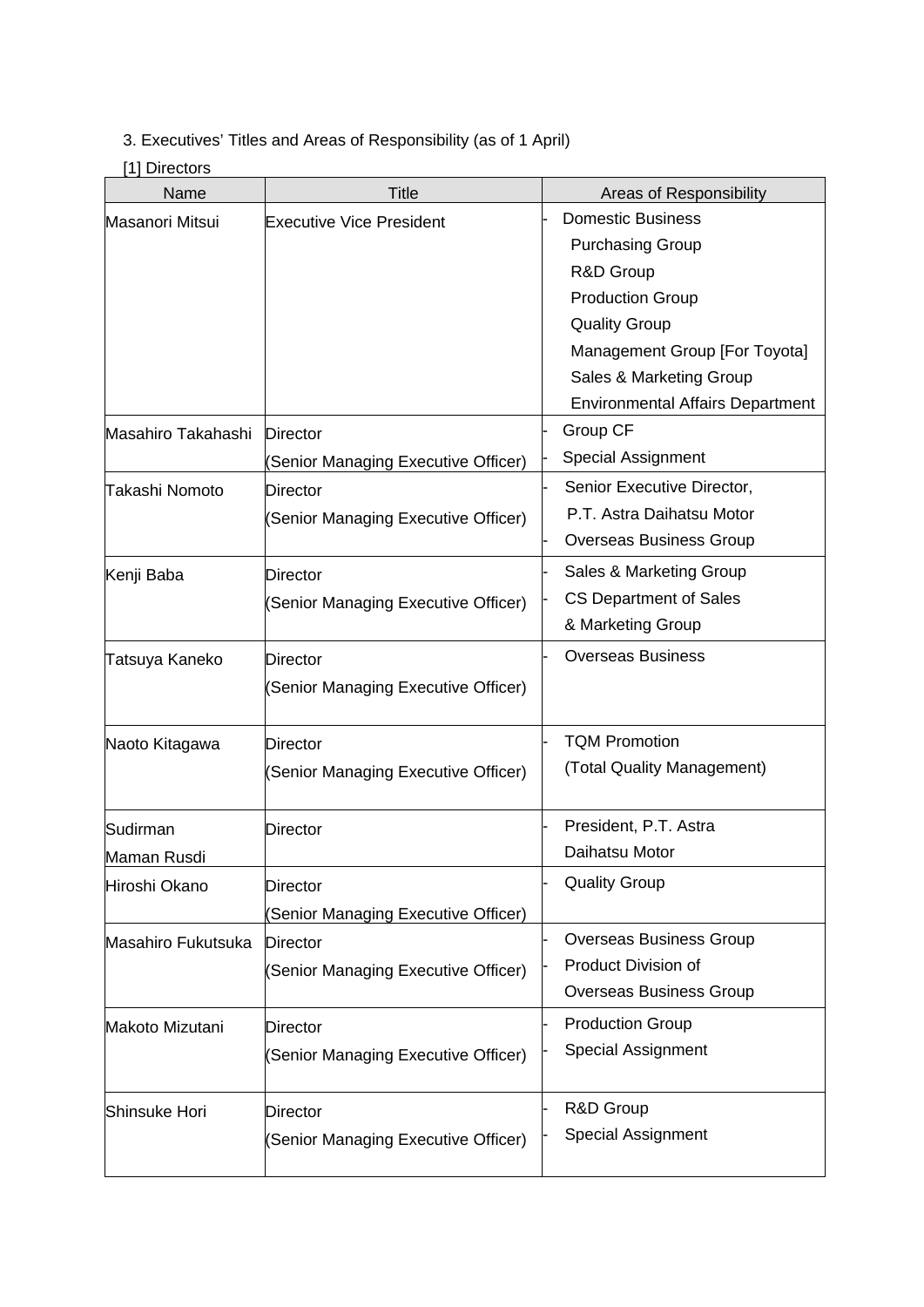3. Executives' Titles and Areas of Responsibility (as of 1 April)

[1] Directors

| Name | Title | Areas of Responsibility |
| --- | --- | --- |
| Masanori Mitsui | Executive Vice President | - Domestic Business<br>Purchasing Group<br>R&D Group<br>Production Group<br>Quality Group<br>Management Group [For Toyota]<br>Sales & Marketing Group<br>Environmental Affairs Department |
| Masahiro Takahashi | Director<br>(Senior Managing Executive Officer) | - Group CF<br>- Special Assignment |
| Takashi Nomoto | Director<br>(Senior Managing Executive Officer) | - Senior Executive Director, P.T. Astra Daihatsu Motor<br>- Overseas Business Group |
| Kenji Baba | Director<br>(Senior Managing Executive Officer) | - Sales & Marketing Group<br>- CS Department of Sales & Marketing Group |
| Tatsuya Kaneko | Director<br>(Senior Managing Executive Officer) | - Overseas Business |
| Naoto Kitagawa | Director<br>(Senior Managing Executive Officer) | - TQM Promotion (Total Quality Management) |
| Sudirman Maman Rusdi | Director | - President, P.T. Astra Daihatsu Motor |
| Hiroshi Okano | Director<br>(Senior Managing Executive Officer) | - Quality Group |
| Masahiro Fukutsuka | Director<br>(Senior Managing Executive Officer) | - Overseas Business Group<br>- Product Division of Overseas Business Group |
| Makoto Mizutani | Director<br>(Senior Managing Executive Officer) | - Production Group<br>- Special Assignment |
| Shinsuke Hori | Director<br>(Senior Managing Executive Officer) | - R&D Group<br>- Special Assignment |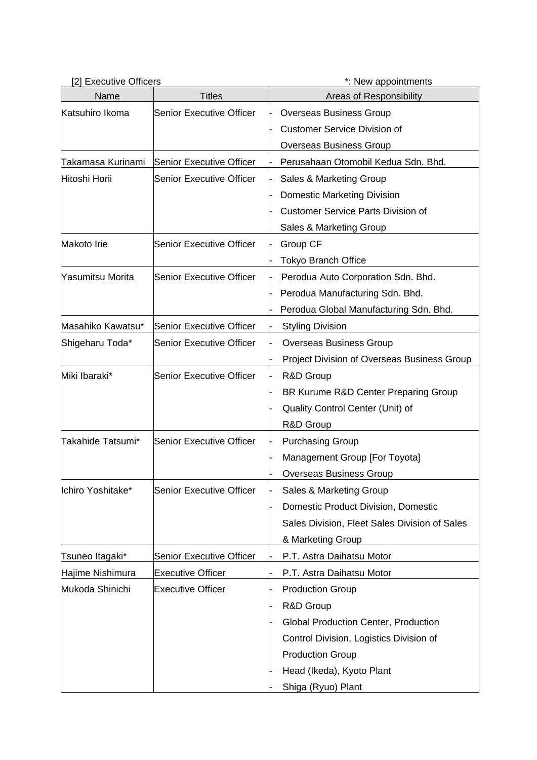[2] Executive Officers *: New appointments

| Name | Titles | Areas of Responsibility |
|---|---|---|
| Katsuhiro Ikoma | Senior Executive Officer | - Overseas Business Group<br>- Customer Service Division of Overseas Business Group |
| Takamasa Kurinami | Senior Executive Officer | - Perusahaan Otomobil Kedua Sdn. Bhd. |
| Hitoshi Horii | Senior Executive Officer | - Sales & Marketing Group<br>- Domestic Marketing Division<br>- Customer Service Parts Division of Sales & Marketing Group |
| Makoto Irie | Senior Executive Officer | - Group CF<br>- Tokyo Branch Office |
| Yasumitsu Morita | Senior Executive Officer | - Perodua Auto Corporation Sdn. Bhd.<br>- Perodua Manufacturing Sdn. Bhd.<br>- Perodua Global Manufacturing Sdn. Bhd. |
| Masahiko Kawatsu* | Senior Executive Officer | - Styling Division |
| Shigeharu Toda* | Senior Executive Officer | - Overseas Business Group<br>- Project Division of Overseas Business Group |
| Miki Ibaraki* | Senior Executive Officer | - R&D Group<br>- BR Kurume R&D Center Preparing Group<br>- Quality Control Center (Unit) of R&D Group |
| Takahide Tatsumi* | Senior Executive Officer | - Purchasing Group<br>- Management Group [For Toyota]<br>- Overseas Business Group |
| Ichiro Yoshitake* | Senior Executive Officer | - Sales & Marketing Group<br>- Domestic Product Division, Domestic Sales Division, Fleet Sales Division of Sales & Marketing Group |
| Tsuneo Itagaki* | Senior Executive Officer | - P.T. Astra Daihatsu Motor |
| Hajime Nishimura | Executive Officer | - P.T. Astra Daihatsu Motor |
| Mukoda Shinichi | Executive Officer | - Production Group<br>- R&D Group<br>- Global Production Center, Production Control Division, Logistics Division of Production Group<br>- Head (Ikeda), Kyoto Plant<br>- Shiga (Ryuo) Plant |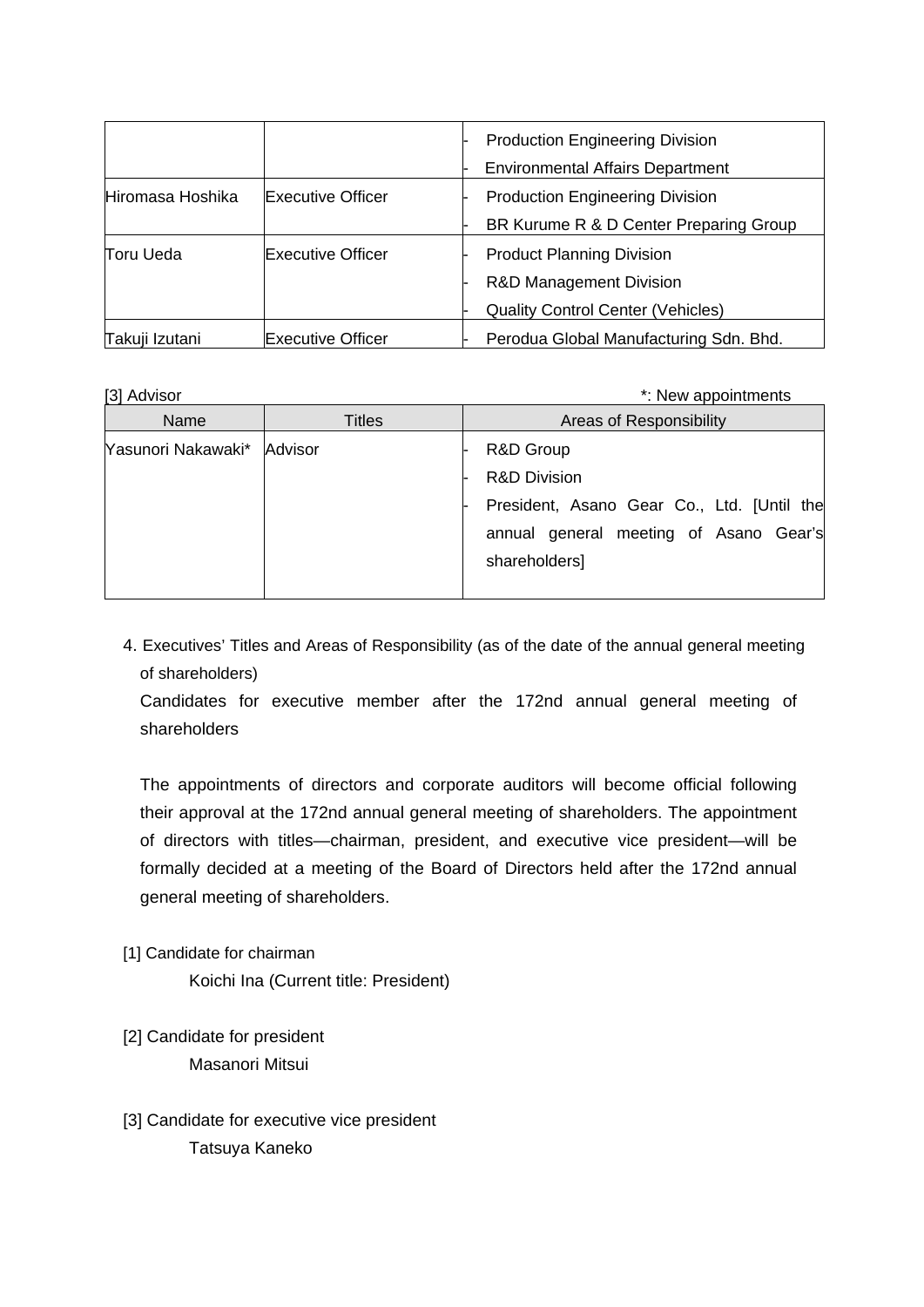| | | |
|---|---|---|
| | | - Production Engineering Division<br>- Environmental Affairs Department |
| Hiromasa Hoshika | Executive Officer | - Production Engineering Division<br>- BR Kurume R & D Center Preparing Group |
| Toru Ueda | Executive Officer | - Product Planning Division<br>- R&D Management Division<br>- Quality Control Center (Vehicles) |
| Takuji Izutani | Executive Officer | - Perodua Global Manufacturing Sdn. Bhd. |

[3] Advisor *: New appointments

| Name | Titles | Areas of Responsibility |
|---|---|---|
| Yasunori Nakawaki* | Advisor | - R&D Group<br>- R&D Division<br>- President, Asano Gear Co., Ltd. [Until the annual general meeting of Asano Gear's shareholders] |

4. Executives' Titles and Areas of Responsibility (as of the date of the annual general meeting of shareholders)

Candidates for executive member after the 172nd annual general meeting of shareholders

The appointments of directors and corporate auditors will become official following their approval at the 172nd annual general meeting of shareholders. The appointment of directors with titles—chairman, president, and executive vice president—will be formally decided at a meeting of the Board of Directors held after the 172nd annual general meeting of shareholders.

[1] Candidate for chairman

Koichi Ina (Current title: President)

[2] Candidate for president

Masanori Mitsui

[3] Candidate for executive vice president

Tatsuya Kaneko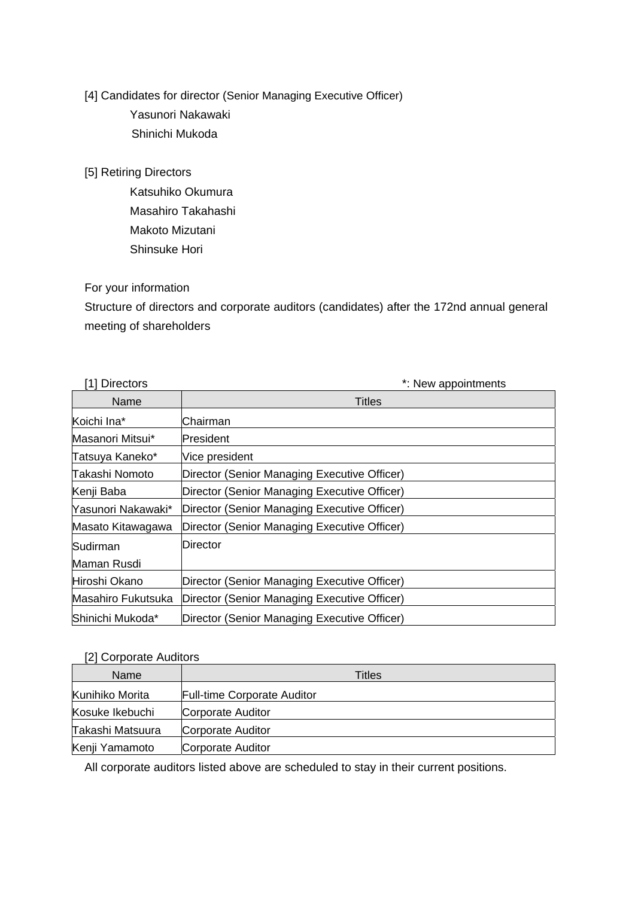[4] Candidates for director (Senior Managing Executive Officer)

Yasunori Nakawaki
Shinichi Mukoda

[5] Retiring Directors

Katsuhiko Okumura
Masahiro Takahashi
Makoto Mizutani
Shinsuke Hori

For your information

Structure of directors and corporate auditors (candidates) after the 172nd annual general meeting of shareholders

[1] Directors *: New appointments

| Name | Titles |
| --- | --- |
| Koichi Ina* | Chairman |
| Masanori Mitsui* | President |
| Tatsuya Kaneko* | Vice president |
| Takashi Nomoto | Director (Senior Managing Executive Officer) |
| Kenji Baba | Director (Senior Managing Executive Officer) |
| Yasunori Nakawaki* | Director (Senior Managing Executive Officer) |
| Masato Kitawagawa | Director (Senior Managing Executive Officer) |
| Sudirman Maman Rusdi | Director |
| Hiroshi Okano | Director (Senior Managing Executive Officer) |
| Masahiro Fukutsuka | Director (Senior Managing Executive Officer) |
| Shinichi Mukoda* | Director (Senior Managing Executive Officer) |

[2] Corporate Auditors

| Name | Titles |
| --- | --- |
| Kunihiko Morita | Full-time Corporate Auditor |
| Kosuke Ikebuchi | Corporate Auditor |
| Takashi Matsuura | Corporate Auditor |
| Kenji Yamamoto | Corporate Auditor |

All corporate auditors listed above are scheduled to stay in their current positions.